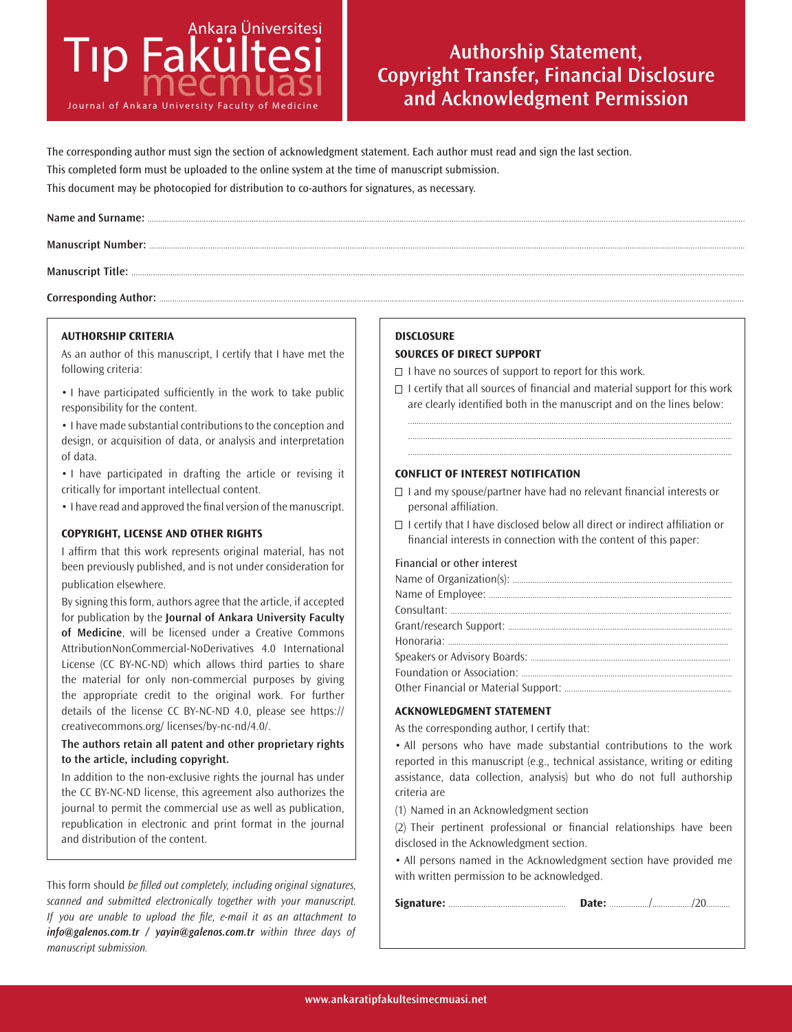Ankara Üniversitesi Tıp Fakültesi mecmuası

Journal of Ankara University Faculty of Medicine

# Authorship Statement, Copyright Transfer, Financial Disclosure and Acknowledgment Permission

The corresponding author must sign the section of acknowledgment statement. Each author must read and sign the last section.

This completed form must be uploaded to the online system at the time of manuscript submission.

This document may be photocopied for distribution to co-authors for signatures, as necessary.

**Name and Surname:** ..............................

**Manuscript Number:** ..............................

**Manuscript Title:** ..............................

**Corresponding Author:** ..............................

## AUTHORSHIP CRITERIA

As an author of this manuscript, I certify that I have met the following criteria:

- I have participated sufficiently in the work to take public responsibility for the content.
- I have made substantial contributions to the conception and design, or acquisition of data, or analysis and interpretation of data.
- I have participated in drafting the article or revising it critically for important intellectual content.
- I have read and approved the final version of the manuscript.

## COPYRIGHT, LICENSE AND OTHER RIGHTS

I affirm that this work represents original material, has not been previously published, and is not under consideration for publication elsewhere.

By signing this form, authors agree that the article, if accepted for publication by the **Journal of Ankara University Faculty of Medicine**, will be licensed under a Creative Commons AttributionNonCommercial-NoDerivatives 4.0 International License (CC BY-NC-ND) which allows third parties to share the material for only non-commercial purposes by giving the appropriate credit to the original work. For further details of the license CC BY-NC-ND 4.0, please see https://creativecommons.org/ licenses/by-nc-nd/4.0/.

**The authors retain all patent and other proprietary rights to the article, including copyright.**

In addition to the non-exclusive rights the journal has under the CC BY-NC-ND license, this agreement also authorizes the journal to permit the commercial use as well as publication, republication in electronic and print format in the journal and distribution of the content.

This form should *be filled out completely, including original signatures, scanned and submitted electronically together with your manuscript. If you are unable to upload the file, e-mail it as an attachment to **info@galenos.com.tr / yayin@galenos.com.tr** within three days of manuscript submission.*

## DISCLOSURE

### SOURCES OF DIRECT SUPPORT

- ☐ I have no sources of support to report for this work.
- ☐ I certify that all sources of financial and material support for this work are clearly identified both in the manuscript and on the lines below:

..............................

..............................

..............................

### CONFLICT OF INTEREST NOTIFICATION

- ☐ I and my spouse/partner have had no relevant financial interests or personal affiliation.
- ☐ I certify that I have disclosed below all direct or indirect affiliation or financial interests in connection with the content of this paper:

Financial or other interest

Name of Organization(s): ..............................

Name of Employee: ..............................

Consultant: ..............................

Grant/research Support: ..............................

Honoraria: ..............................

Speakers or Advisory Boards: ..............................

Foundation or Association: ..............................

Other Financial or Material Support: ..............................

### ACKNOWLEDGMENT STATEMENT

As the corresponding author, I certify that:

- All persons who have made substantial contributions to the work reported in this manuscript (e.g., technical assistance, writing or editing assistance, data collection, analysis) but who do not full authorship criteria are

(1) Named in an Acknowledgment section

(2) Their pertinent professional or financial relationships have been disclosed in the Acknowledgment section.

- All persons named in the Acknowledgment section have provided me with written permission to be acknowledged.

**Signature:** .................... **Date:** ........../........../20..........

www.ankaratipfakultesimecmuasi.net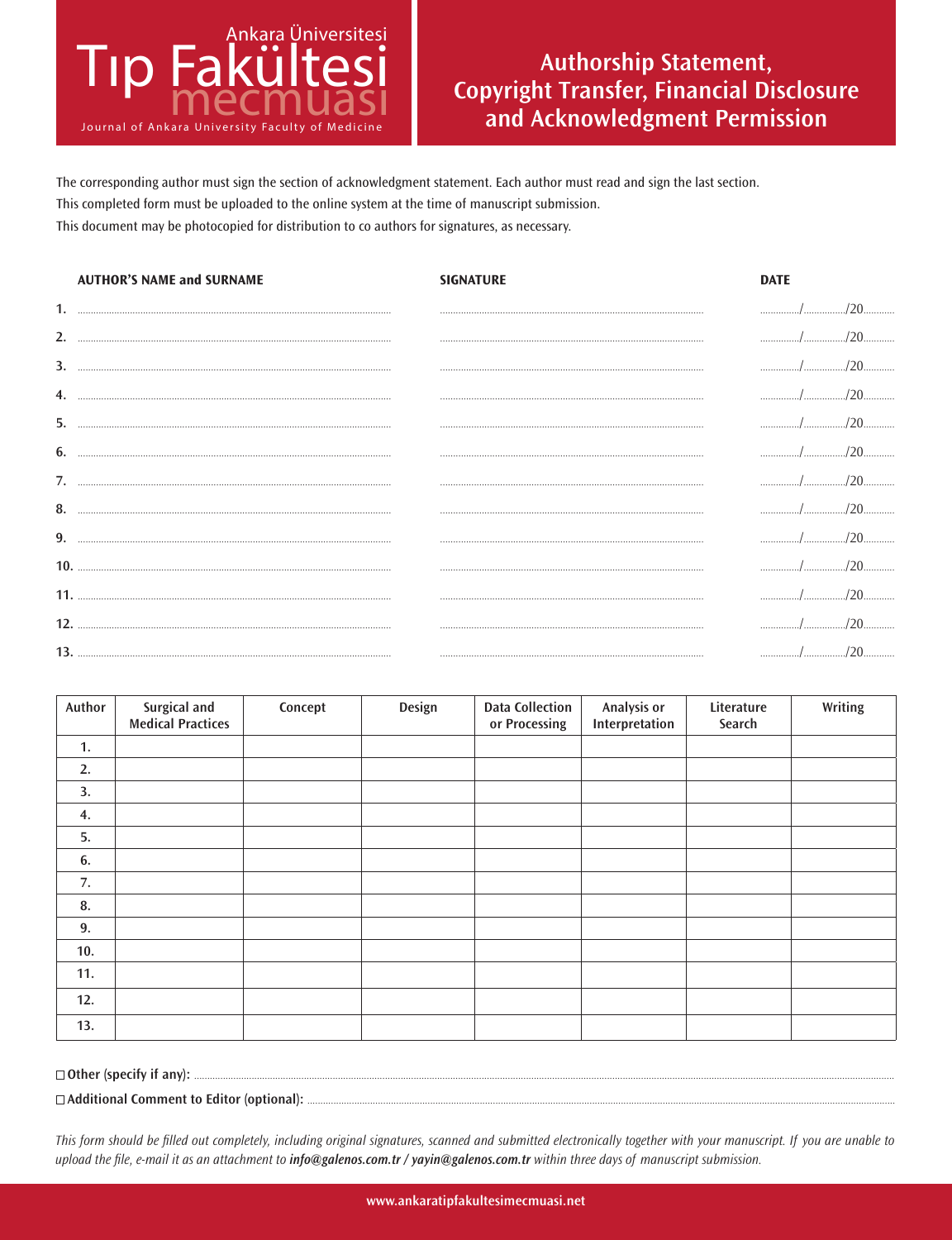Ankara Üniversitesi
Tıp Fakültesi
mecmuası
Journal of Ankara University Faculty of Medicine

# Authorship Statement, Copyright Transfer, Financial Disclosure and Acknowledgment Permission

The corresponding author must sign the section of acknowledgment statement. Each author must read and sign the last section.
This completed form must be uploaded to the online system at the time of manuscript submission.
This document may be photocopied for distribution to co authors for signatures, as necessary.

| AUTHOR'S NAME and SURNAME | SIGNATURE | DATE |
|---|---|---|
| 1. ........................ | ........................ | ....../....../20...... |
| 2. ........................ | ........................ | ....../....../20...... |
| 3. ........................ | ........................ | ....../....../20...... |
| 4. ........................ | ........................ | ....../....../20...... |
| 5. ........................ | ........................ | ....../....../20...... |
| 6. ........................ | ........................ | ....../....../20...... |
| 7. ........................ | ........................ | ....../....../20...... |
| 8. ........................ | ........................ | ....../....../20...... |
| 9. ........................ | ........................ | ....../....../20...... |
| 10. ........................ | ........................ | ....../....../20...... |
| 11. ........................ | ........................ | ....../....../20...... |
| 12. ........................ | ........................ | ....../....../20...... |
| 13. ........................ | ........................ | ....../....../20...... |

| Author | Surgical and Medical Practices | Concept | Design | Data Collection or Processing | Analysis or Interpretation | Literature Search | Writing |
|---|---|---|---|---|---|---|---|
| 1. | | | | | | | |
| 2. | | | | | | | |
| 3. | | | | | | | |
| 4. | | | | | | | |
| 5. | | | | | | | |
| 6. | | | | | | | |
| 7. | | | | | | | |
| 8. | | | | | | | |
| 9. | | | | | | | |
| 10. | | | | | | | |
| 11. | | | | | | | |
| 12. | | | | | | | |
| 13. | | | | | | | |

☐ **Other (specify if any):** ........................................

☐ **Additional Comment to Editor (optional):** ........................................

*This form should be filled out completely, including original signatures, scanned and submitted electronically together with your manuscript. If you are unable to upload the file, e-mail it as an attachment to* ***info@galenos.com.tr / yayin@galenos.com.tr*** *within three days of manuscript submission.*

www.ankaratipfakultesimecmuasi.net